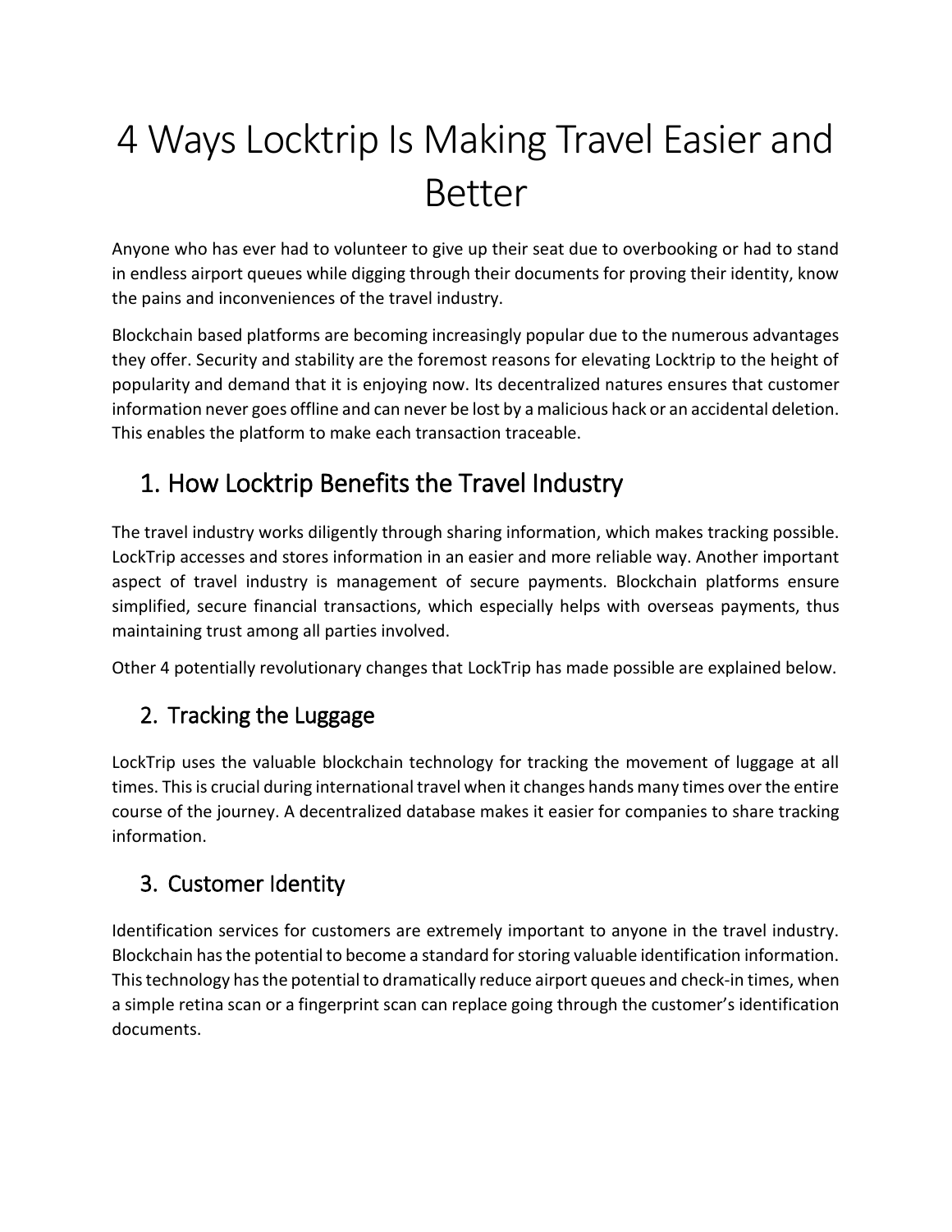# 4 Ways Locktrip Is Making Travel Easier and Better

Anyone who has ever had to volunteer to give up their seat due to overbooking or had to stand in endless airport queues while digging through their documents for proving their identity, know the pains and inconveniences of the travel industry.

Blockchain based platforms are becoming increasingly popular due to the numerous advantages they offer. Security and stability are the foremost reasons for elevating Locktrip to the height of popularity and demand that it is enjoying now. Its decentralized natures ensures that customer information never goes offline and can never be lost by a malicious hack or an accidental deletion. This enables the platform to make each transaction traceable.

## 1. How Locktrip Benefits the Travel Industry

The travel industry works diligently through sharing information, which makes tracking possible. LockTrip accesses and stores information in an easier and more reliable way. Another important aspect of travel industry is management of secure payments. Blockchain platforms ensure simplified, secure financial transactions, which especially helps with overseas payments, thus maintaining trust among all parties involved.

Other 4 potentially revolutionary changes that LockTrip has made possible are explained below.

## 2. Tracking the Luggage

LockTrip uses the valuable blockchain technology for tracking the movement of luggage at all times. This is crucial during international travel when it changes hands many times over the entire course of the journey. A decentralized database makes it easier for companies to share tracking information.

## 3. Customer Identity

Identification services for customers are extremely important to anyone in the travel industry. Blockchain has the potential to become a standard for storing valuable identification information. This technology has the potential to dramatically reduce airport queues and check-in times, when a simple retina scan or a fingerprint scan can replace going through the customer's identification documents.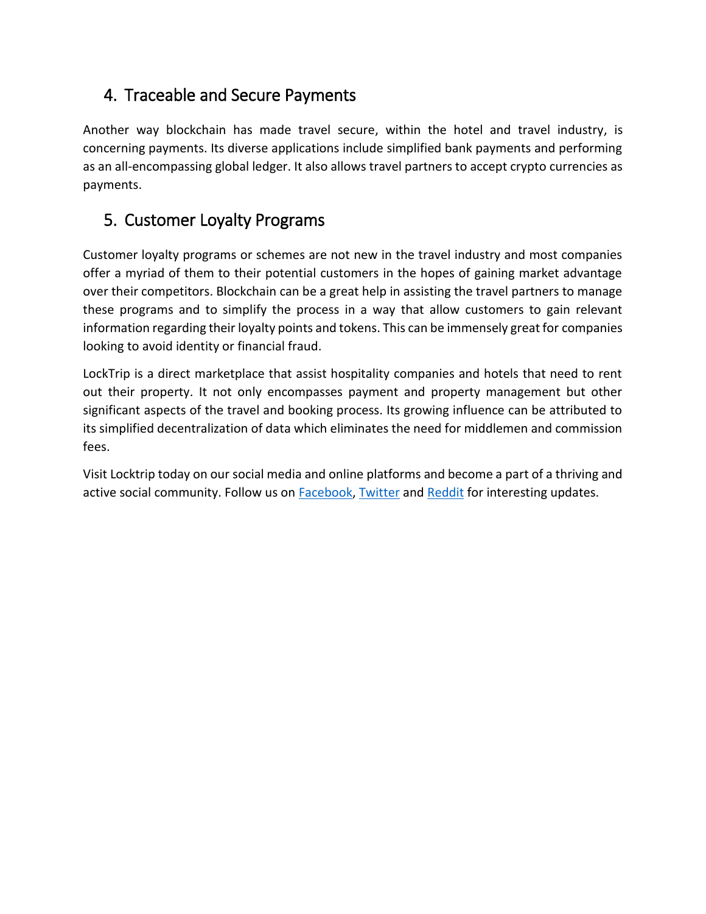## 4. Traceable and Secure Payments

Another way blockchain has made travel secure, within the hotel and travel industry, is concerning payments. Its diverse applications include simplified bank payments and performing as an all-encompassing global ledger. It also allows travel partners to accept crypto currencies as payments.

## 5. Customer Loyalty Programs

Customer loyalty programs or schemes are not new in the travel industry and most companies offer a myriad of them to their potential customers in the hopes of gaining market advantage over their competitors. Blockchain can be a great help in assisting the travel partners to manage these programs and to simplify the process in a way that allow customers to gain relevant information regarding their loyalty points and tokens. This can be immensely great for companies looking to avoid identity or financial fraud.

LockTrip is a direct marketplace that assist hospitality companies and hotels that need to rent out their property. It not only encompasses payment and property management but other significant aspects of the travel and booking process. Its growing influence can be attributed to its simplified decentralization of data which eliminates the need for middlemen and commission fees.

Visit Locktrip today on our social media and online platforms and become a part of a thriving and active social community. Follow us on Facebook, Twitter and Reddit for interesting updates.